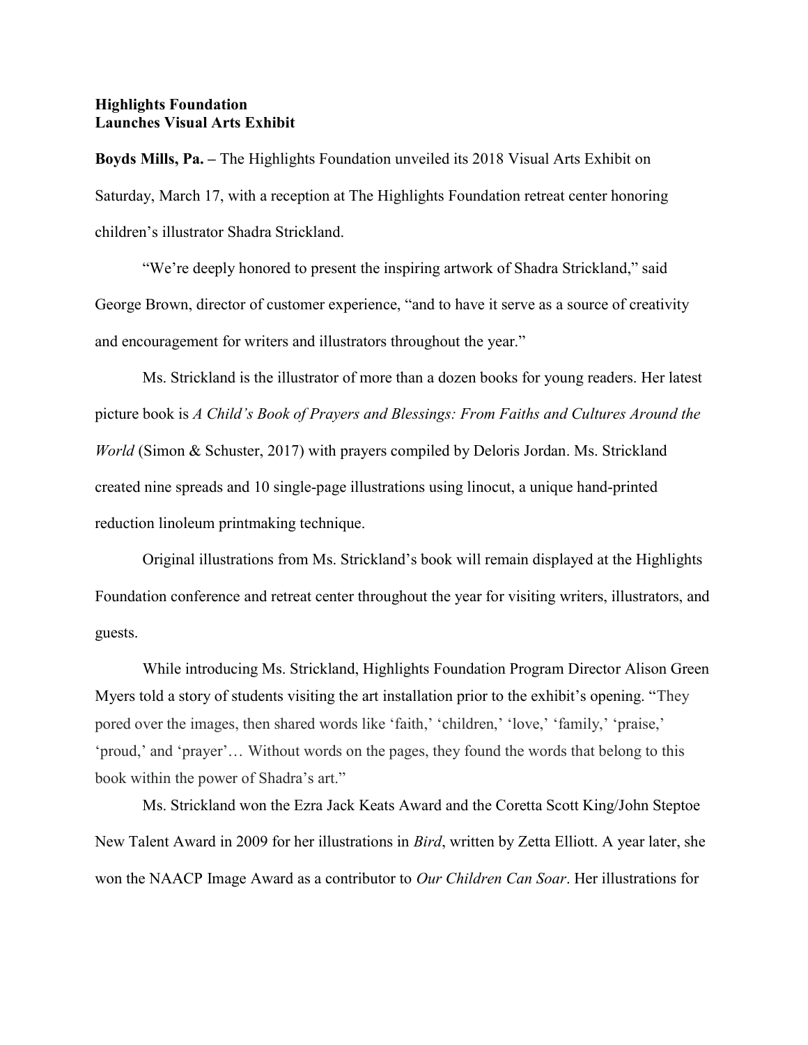**Highlights Foundation**
**Launches Visual Arts Exhibit**

**Boyds Mills, Pa. –** The Highlights Foundation unveiled its 2018 Visual Arts Exhibit on Saturday, March 17, with a reception at The Highlights Foundation retreat center honoring children's illustrator Shadra Strickland.

"We're deeply honored to present the inspiring artwork of Shadra Strickland," said George Brown, director of customer experience, "and to have it serve as a source of creativity and encouragement for writers and illustrators throughout the year."

Ms. Strickland is the illustrator of more than a dozen books for young readers. Her latest picture book is *A Child's Book of Prayers and Blessings: From Faiths and Cultures Around the World* (Simon & Schuster, 2017) with prayers compiled by Deloris Jordan. Ms. Strickland created nine spreads and 10 single-page illustrations using linocut, a unique hand-printed reduction linoleum printmaking technique.

Original illustrations from Ms. Strickland's book will remain displayed at the Highlights Foundation conference and retreat center throughout the year for visiting writers, illustrators, and guests.

While introducing Ms. Strickland, Highlights Foundation Program Director Alison Green Myers told a story of students visiting the art installation prior to the exhibit's opening. "They pored over the images, then shared words like 'faith,' 'children,' 'love,' 'family,' 'praise,' 'proud,' and 'prayer'… Without words on the pages, they found the words that belong to this book within the power of Shadra's art."

Ms. Strickland won the Ezra Jack Keats Award and the Coretta Scott King/John Steptoe New Talent Award in 2009 for her illustrations in *Bird*, written by Zetta Elliott. A year later, she won the NAACP Image Award as a contributor to *Our Children Can Soar*. Her illustrations for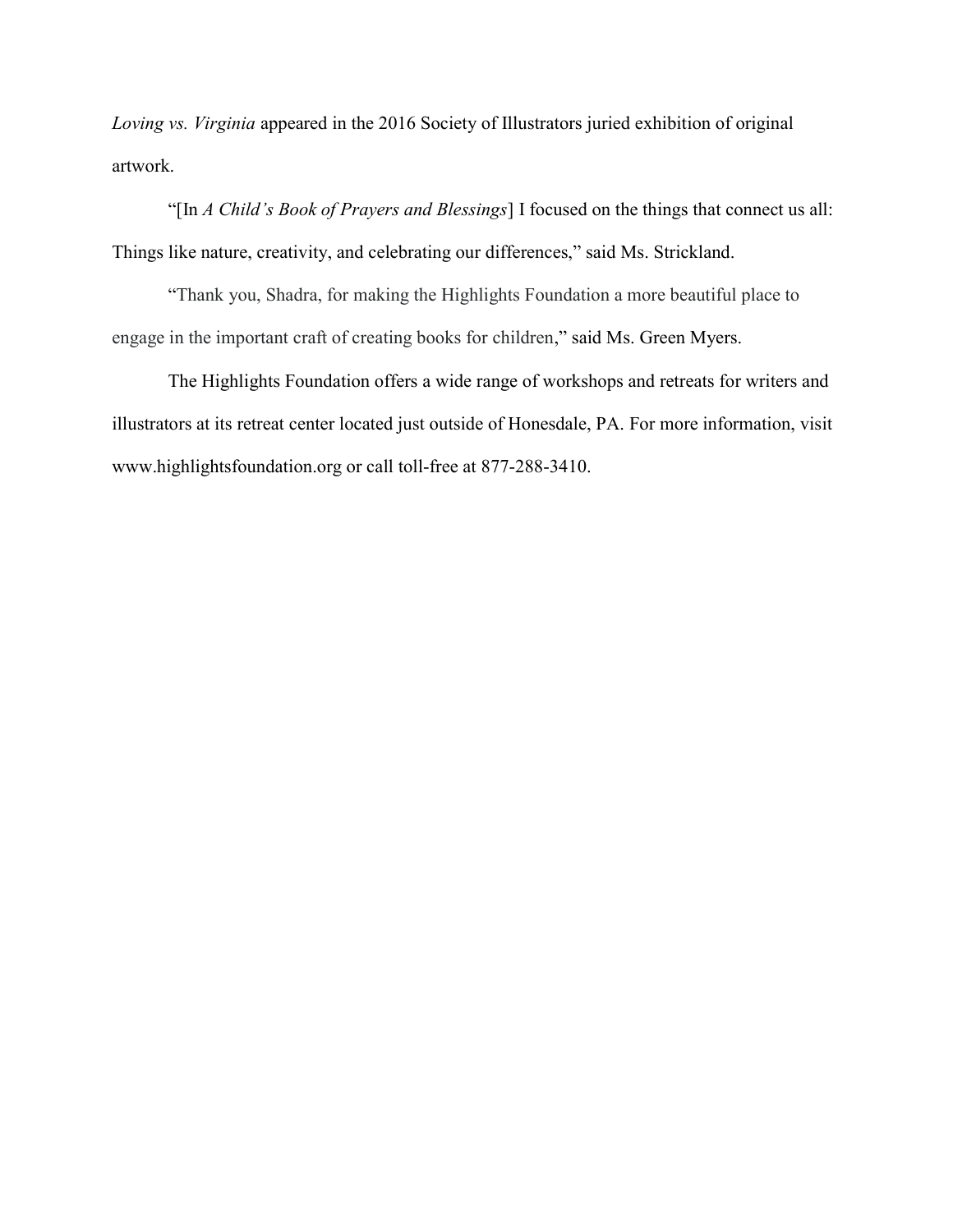*Loving vs. Virginia* appeared in the 2016 Society of Illustrators juried exhibition of original artwork.

"[In *A Child's Book of Prayers and Blessings*] I focused on the things that connect us all: Things like nature, creativity, and celebrating our differences," said Ms. Strickland.

"Thank you, Shadra, for making the Highlights Foundation a more beautiful place to engage in the important craft of creating books for children," said Ms. Green Myers.

The Highlights Foundation offers a wide range of workshops and retreats for writers and illustrators at its retreat center located just outside of Honesdale, PA. For more information, visit www.highlightsfoundation.org or call toll-free at 877-288-3410.